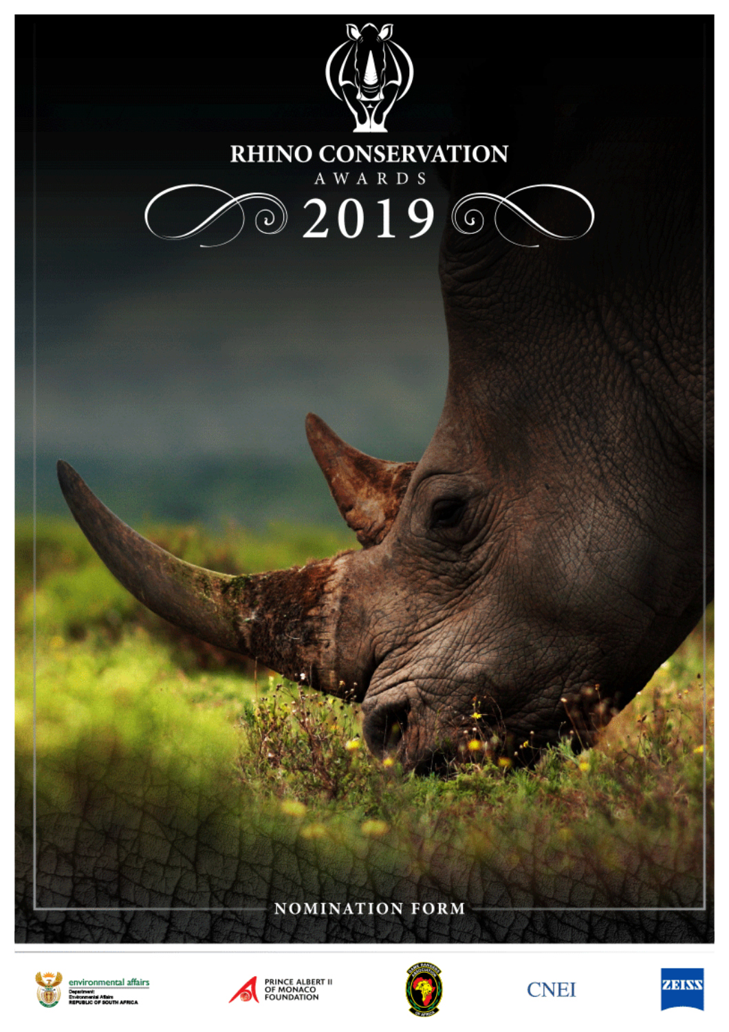# RHINO CONSERVATION

AWARDS

2019

NOMINATION FORM

environmental affairs
Department: Environmental Affairs
REPUBLIC OF SOUTH AFRICA

PRINCE ALBERT II OF MONACO FOUNDATION

CNEI

ZEISS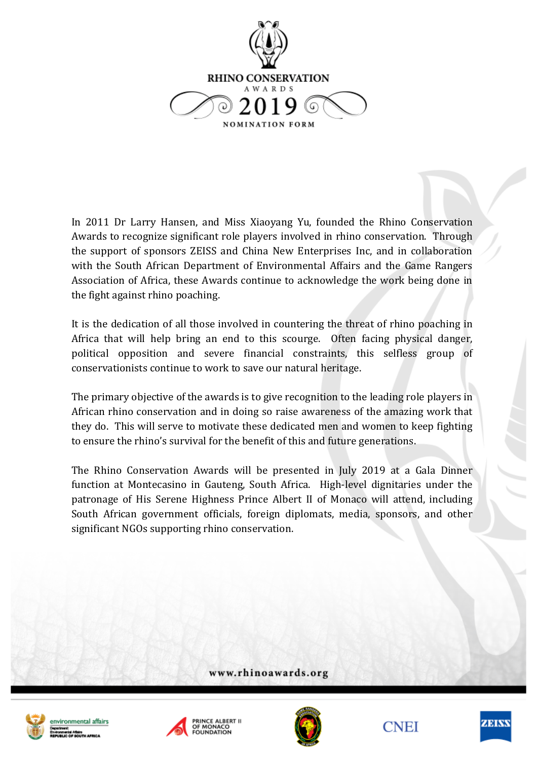# RHINO CONSERVATION AWARDS 2019

## NOMINATION FORM

In 2011 Dr Larry Hansen, and Miss Xiaoyang Yu, founded the Rhino Conservation Awards to recognize significant role players involved in rhino conservation. Through the support of sponsors ZEISS and China New Enterprises Inc, and in collaboration with the South African Department of Environmental Affairs and the Game Rangers Association of Africa, these Awards continue to acknowledge the work being done in the fight against rhino poaching.

It is the dedication of all those involved in countering the threat of rhino poaching in Africa that will help bring an end to this scourge. Often facing physical danger, political opposition and severe financial constraints, this selfless group of conservationists continue to work to save our natural heritage.

The primary objective of the awards is to give recognition to the leading role players in African rhino conservation and in doing so raise awareness of the amazing work that they do. This will serve to motivate these dedicated men and women to keep fighting to ensure the rhino's survival for the benefit of this and future generations.

The Rhino Conservation Awards will be presented in July 2019 at a Gala Dinner function at Montecasino in Gauteng, South Africa. High-level dignitaries under the patronage of His Serene Highness Prince Albert II of Monaco will attend, including South African government officials, foreign diplomats, media, sponsors, and other significant NGOs supporting rhino conservation.

www.rhinoawards.org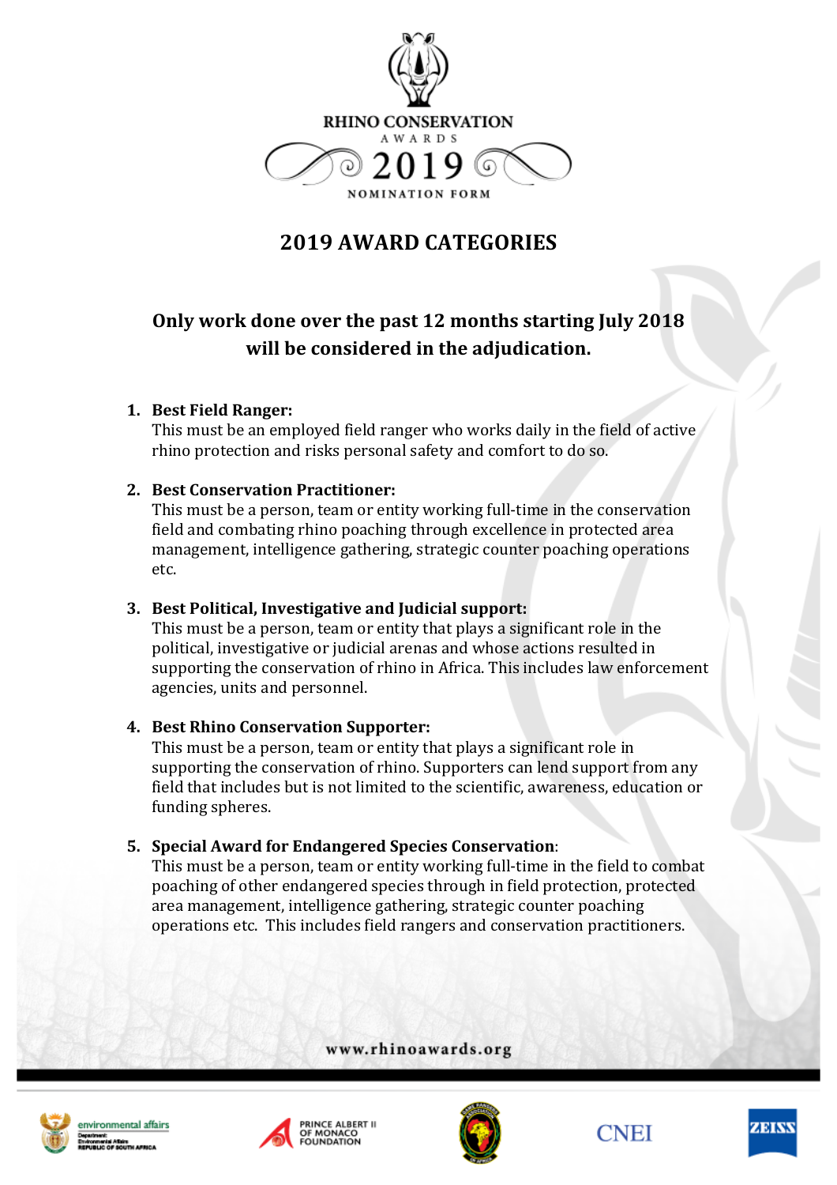RHINO CONSERVATION

AWARDS

2019

NOMINATION FORM

## 2019 AWARD CATEGORIES

### Only work done over the past 12 months starting July 2018 will be considered in the adjudication.

1. **Best Field Ranger:**
   This must be an employed field ranger who works daily in the field of active rhino protection and risks personal safety and comfort to do so.

2. **Best Conservation Practitioner:**
   This must be a person, team or entity working full-time in the conservation field and combating rhino poaching through excellence in protected area management, intelligence gathering, strategic counter poaching operations etc.

3. **Best Political, Investigative and Judicial support:**
   This must be a person, team or entity that plays a significant role in the political, investigative or judicial arenas and whose actions resulted in supporting the conservation of rhino in Africa. This includes law enforcement agencies, units and personnel.

4. **Best Rhino Conservation Supporter:**
   This must be a person, team or entity that plays a significant role in supporting the conservation of rhino. Supporters can lend support from any field that includes but is not limited to the scientific, awareness, education or funding spheres.

5. **Special Award for Endangered Species Conservation**:
   This must be a person, team or entity working full-time in the field to combat poaching of other endangered species through in field protection, protected area management, intelligence gathering, strategic counter poaching operations etc. This includes field rangers and conservation practitioners.

www.rhinoawards.org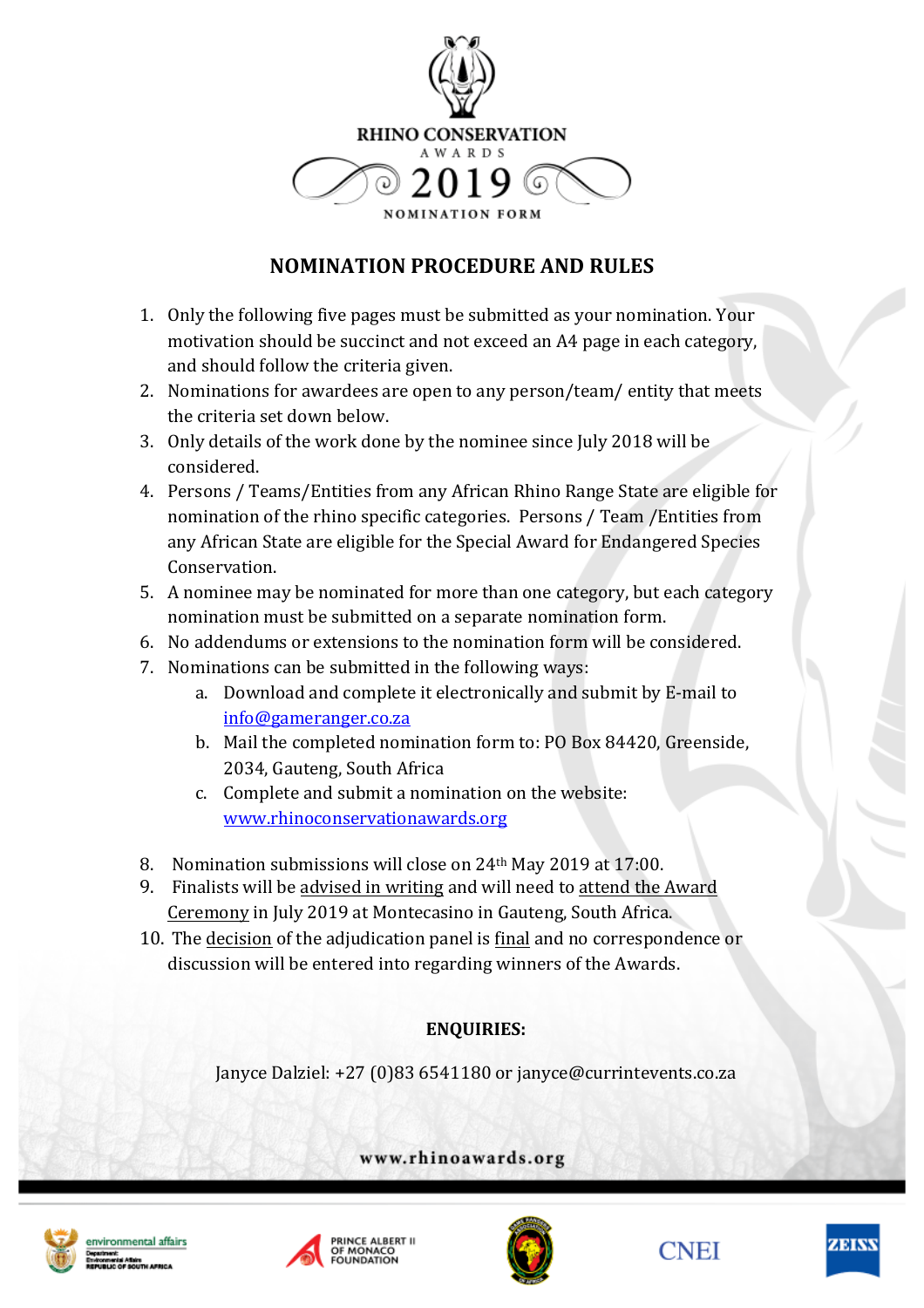RHINO CONSERVATION

AWARDS

2019

NOMINATION FORM

## NOMINATION PROCEDURE AND RULES

1. Only the following five pages must be submitted as your nomination. Your motivation should be succinct and not exceed an A4 page in each category, and should follow the criteria given.
2. Nominations for awardees are open to any person/team/ entity that meets the criteria set down below.
3. Only details of the work done by the nominee since July 2018 will be considered.
4. Persons / Teams/Entities from any African Rhino Range State are eligible for nomination of the rhino specific categories. Persons / Team /Entities from any African State are eligible for the Special Award for Endangered Species Conservation.
5. A nominee may be nominated for more than one category, but each category nomination must be submitted on a separate nomination form.
6. No addendums or extensions to the nomination form will be considered.
7. Nominations can be submitted in the following ways:
   a. Download and complete it electronically and submit by E-mail to info@gameranger.co.za
   b. Mail the completed nomination form to: PO Box 84420, Greenside, 2034, Gauteng, South Africa
   c. Complete and submit a nomination on the website: www.rhinoconservationawards.org
8. Nomination submissions will close on 24th May 2019 at 17:00.
9. Finalists will be advised in writing and will need to attend the Award Ceremony in July 2019 at Montecasino in Gauteng, South Africa.
10. The decision of the adjudication panel is final and no correspondence or discussion will be entered into regarding winners of the Awards.

**ENQUIRIES:**

Janyce Dalziel: +27 (0)83 6541180 or janyce@currintevents.co.za

www.rhinoawards.org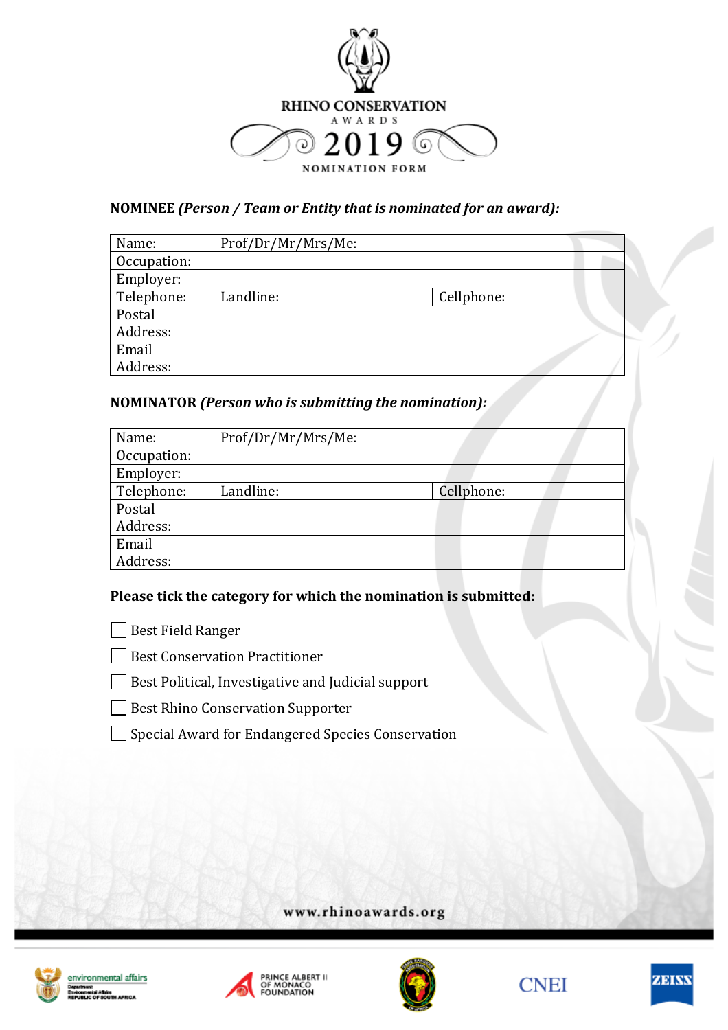# RHINO CONSERVATION AWARDS 2019

NOMINATION FORM

**NOMINEE** ***(Person / Team or Entity that is nominated for an award):***

| Name: | Prof/Dr/Mr/Mrs/Me: | |
|---|---|---|
| Occupation: | | |
| Employer: | | |
| Telephone: | Landline: | Cellphone: |
| Postal Address: | | |
| Email Address: | | |

**NOMINATOR** ***(Person who is submitting the nomination):***

| Name: | Prof/Dr/Mr/Mrs/Me: | |
|---|---|---|
| Occupation: | | |
| Employer: | | |
| Telephone: | Landline: | Cellphone: |
| Postal Address: | | |
| Email Address: | | |

**Please tick the category for which the nomination is submitted:**

- [ ] Best Field Ranger
- [ ] Best Conservation Practitioner
- [ ] Best Political, Investigative and Judicial support
- [ ] Best Rhino Conservation Supporter
- [ ] Special Award for Endangered Species Conservation

www.rhinoawards.org

environmental affairs – Department: Environmental Affairs – REPUBLIC OF SOUTH AFRICA | PRINCE ALBERT II OF MONACO FOUNDATION | CNEI | ZEISS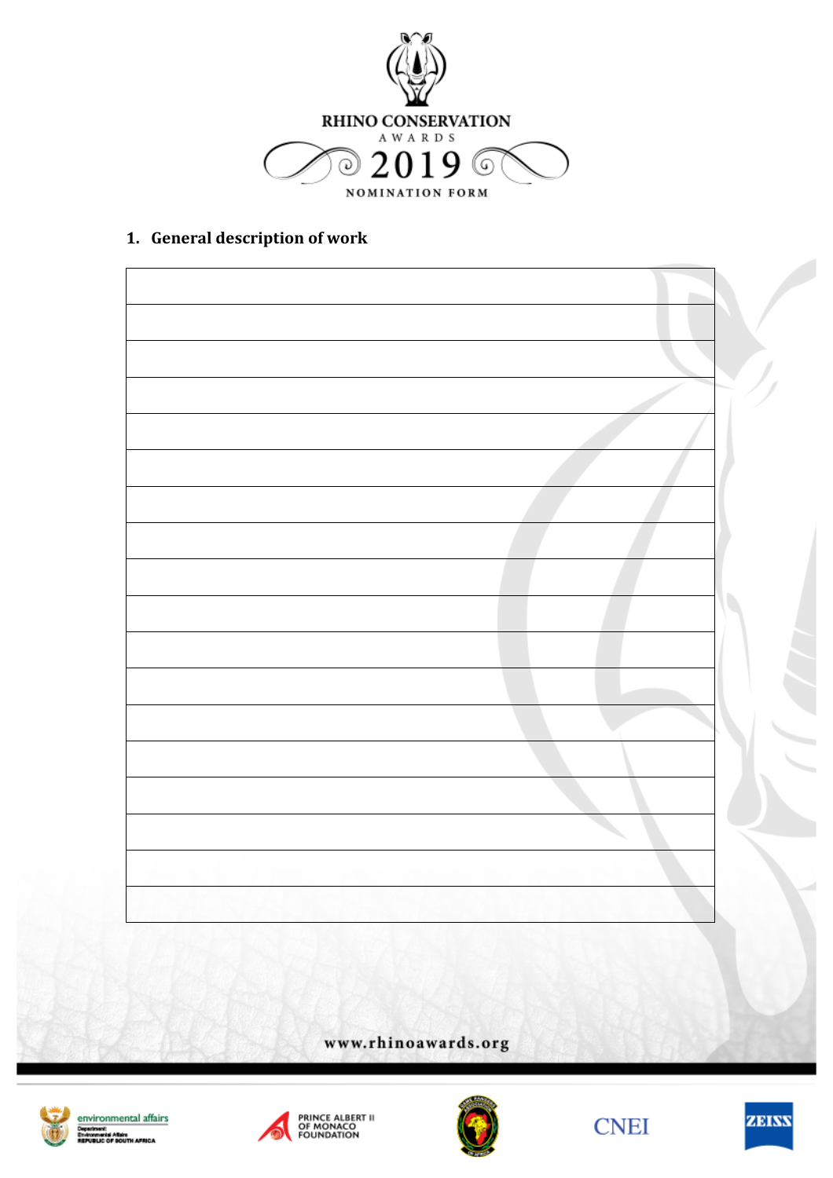RHINO CONSERVATION AWARDS 2019

NOMINATION FORM

## 1. General description of work

|  |
|---|
|  |
|  |
|  |
|  |
|  |
|  |
|  |
|  |
|  |
|  |
|  |
|  |
|  |
|  |
|  |
|  |
|  |

www.rhinoawards.org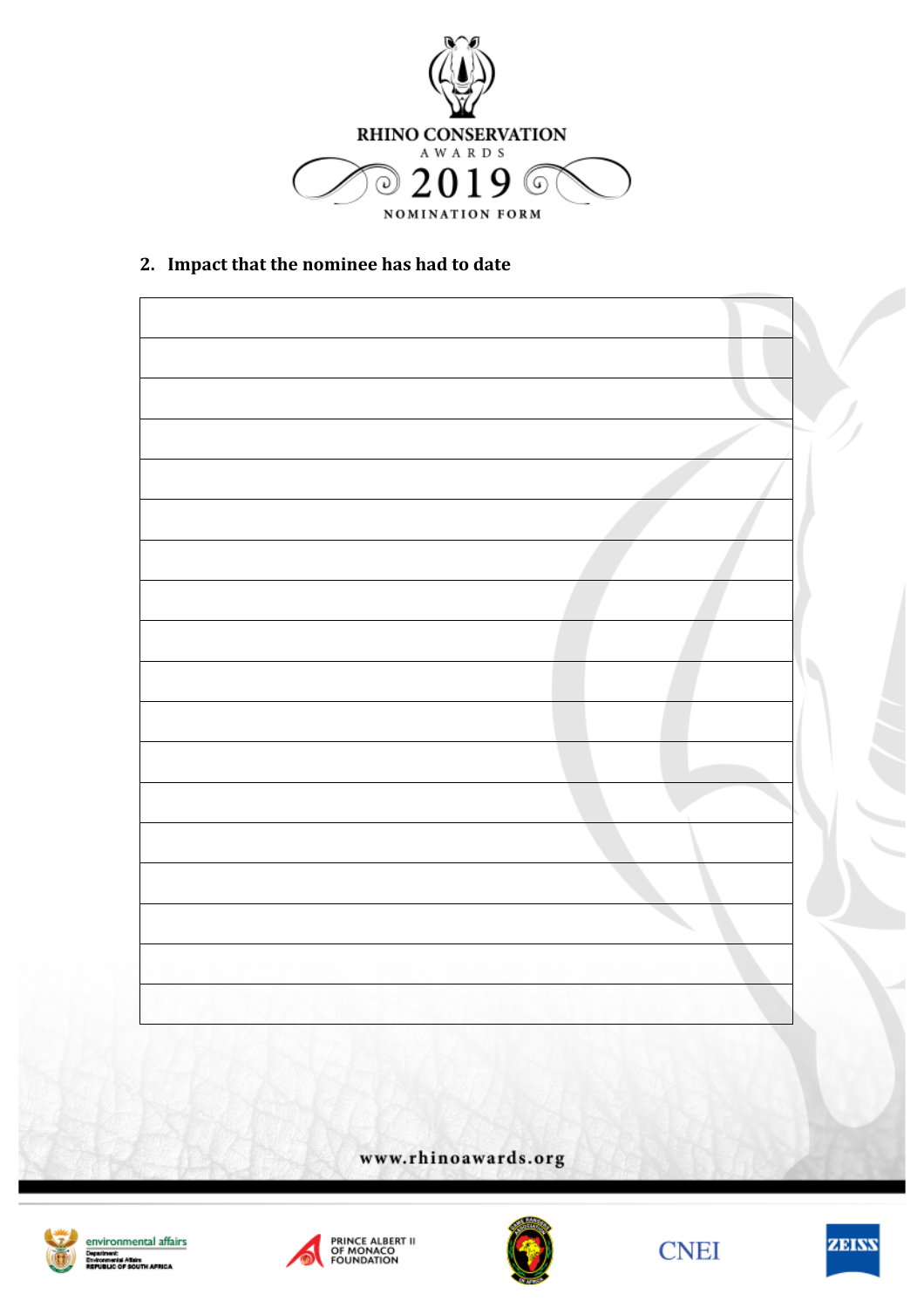RHINO CONSERVATION AWARDS 2019 NOMINATION FORM

## 2. Impact that the nominee has had to date

| |
|---|
| |
| |
| |
| |
| |
| |
| |
| |
| |
| |
| |
| |
| |
| |
| |
| |
| |

www.rhinoawards.org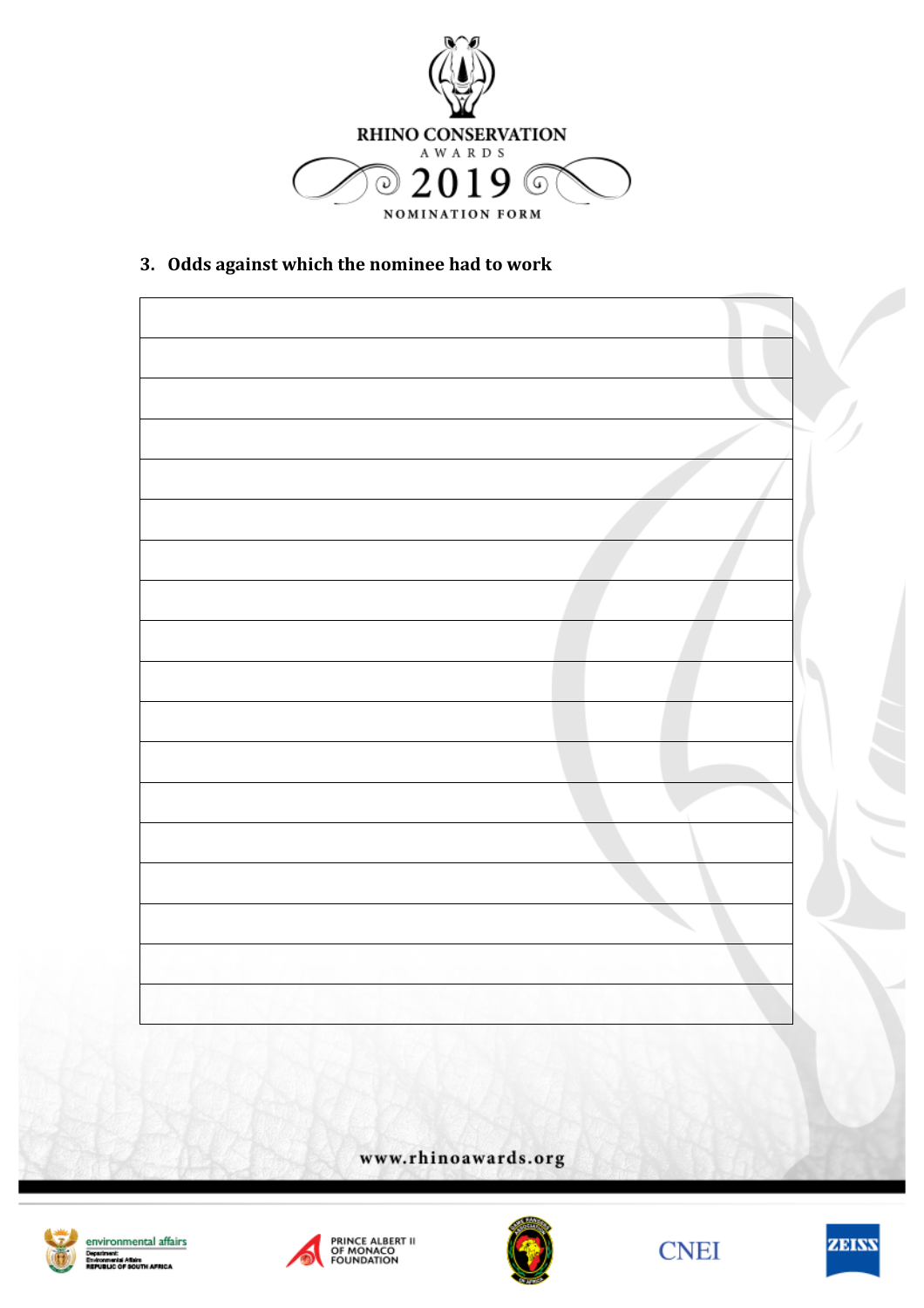RHINO CONSERVATION

AWARDS

2019

NOMINATION FORM

### 3. Odds against which the nominee had to work

| |
|---|
| |
| |
| |
| |
| |
| |
| |
| |
| |
| |
| |
| |
| |
| |
| |
| |
| |

www.rhinoawards.org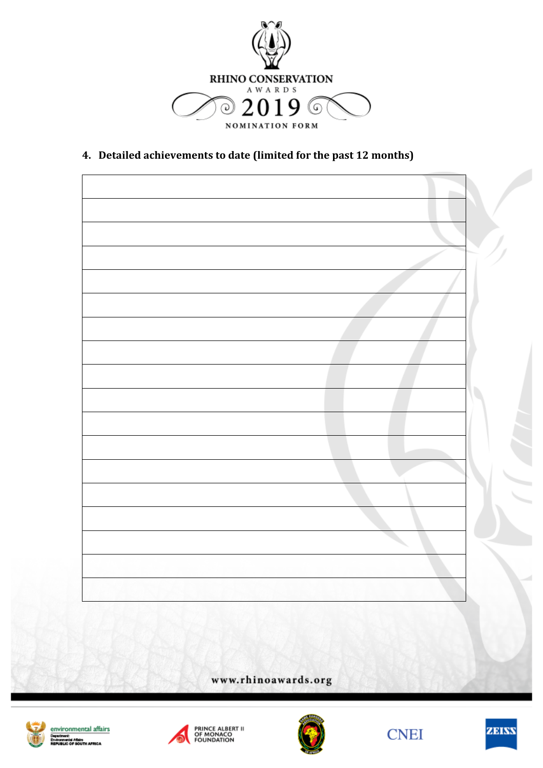RHINO CONSERVATION AWARDS 2019

NOMINATION FORM

## 4. Detailed achievements to date (limited for the past 12 months)

| |
|---|
| |
| |
| |
| |
| |
| |
| |
| |
| |
| |
| |
| |
| |
| |
| |
| |
| |

www.rhinoawards.org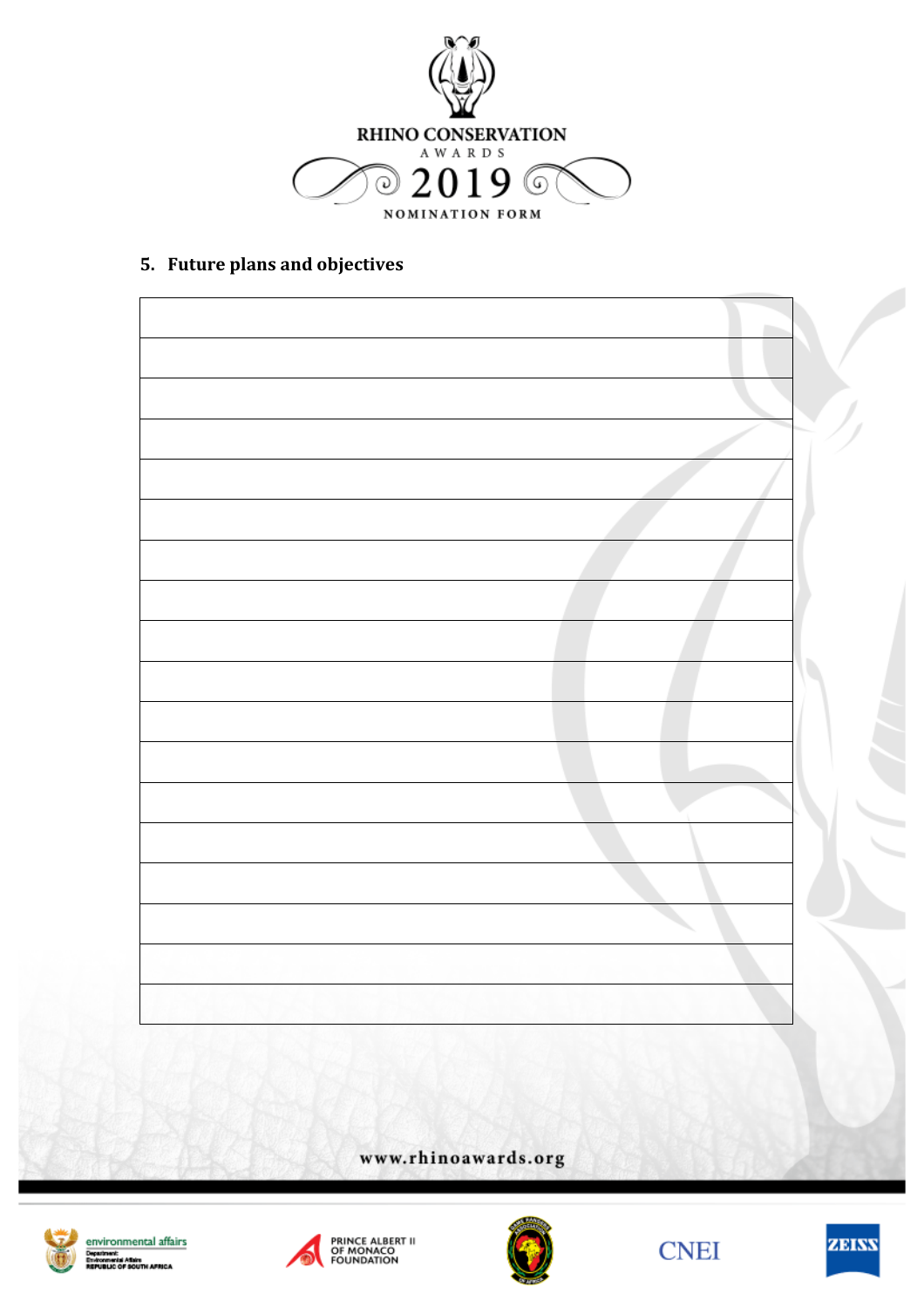# RHINO CONSERVATION AWARDS 2019 NOMINATION FORM

## 5. Future plans and objectives

| |
|---|
| |
| |
| |
| |
| |
| |
| |
| |
| |
| |
| |
| |
| |
| |
| |
| |
| |

www.rhinoawards.org